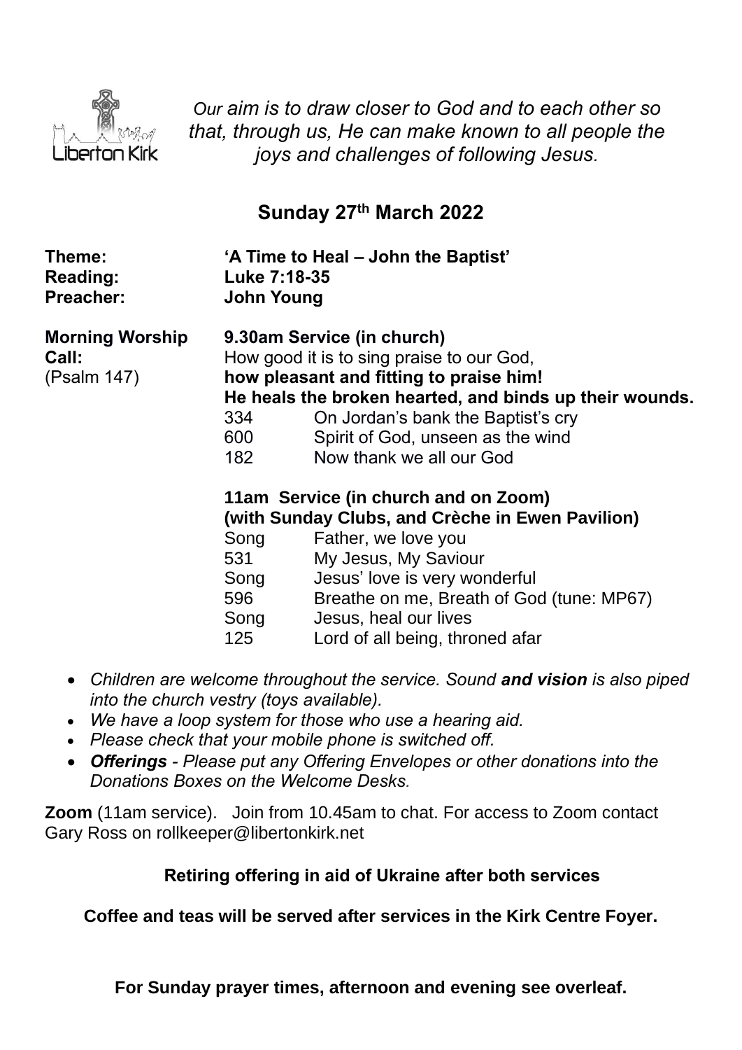Liberton Kirk

*Our aim is to draw closer to God and to each other so that, through us, He can make known to all people the joys and challenges of following Jesus.*

## Sunday 27th March 2022

**Theme:** **'A Time to Heal – John the Baptist'**
**Reading:** **Luke 7:18-35**
**Preacher:** **John Young**

**Morning Worship**

**9.30am Service (in church)**

**Call:** (Psalm 147)

How good it is to sing praise to our God,
**how pleasant and fitting to praise him!**
**He heals the broken hearted, and binds up their wounds.**

| | |
|---|---|
| 334 | On Jordan's bank the Baptist's cry |
| 600 | Spirit of God, unseen as the wind |
| 182 | Now thank we all our God |

**11am Service (in church and on Zoom)**
**(with Sunday Clubs, and Crèche in Ewen Pavilion)**

| | |
|---|---|
| Song | Father, we love you |
| 531 | My Jesus, My Saviour |
| Song | Jesus' love is very wonderful |
| 596 | Breathe on me, Breath of God (tune: MP67) |
| Song | Jesus, heal our lives |
| 125 | Lord of all being, throned afar |

- *Children are welcome throughout the service. Sound **and vision** is also piped into the church vestry (toys available).*
- *We have a loop system for those who use a hearing aid.*
- *Please check that your mobile phone is switched off.*
- ***Offerings** - Please put any Offering Envelopes or other donations into the Donations Boxes on the Welcome Desks.*

**Zoom** (11am service). Join from 10.45am to chat. For access to Zoom contact Gary Ross on rollkeeper@libertonkirk.net

**Retiring offering in aid of Ukraine after both services**

**Coffee and teas will be served after services in the Kirk Centre Foyer.**

**For Sunday prayer times, afternoon and evening see overleaf.**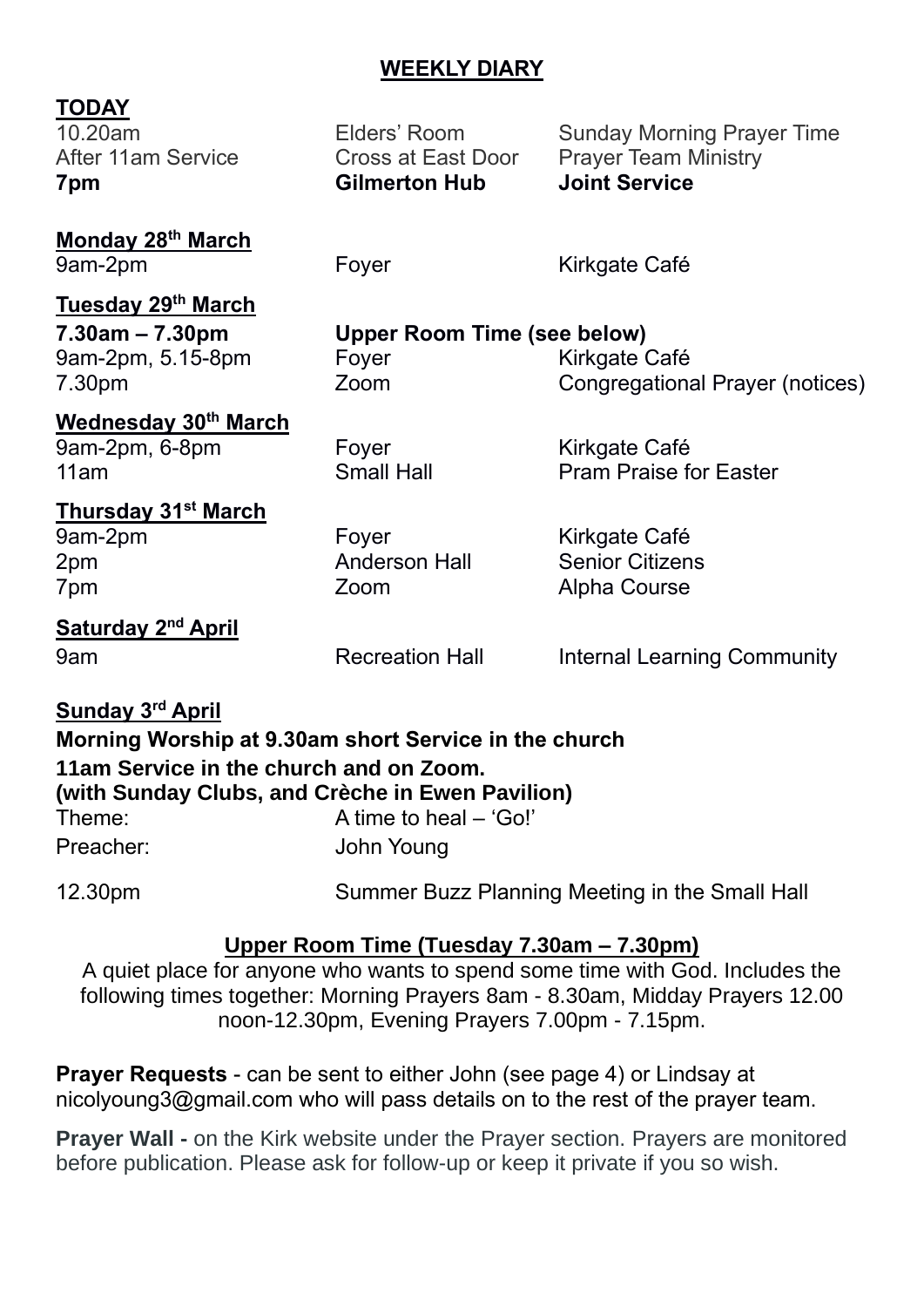## WEEKLY DIARY

**TODAY**

| | | |
|---|---|---|
| 10.20am | Elders' Room | Sunday Morning Prayer Time |
| After 11am Service | Cross at East Door | Prayer Team Ministry |
| **7pm** | **Gilmerton Hub** | **Joint Service** |

**Monday 28th March**

| | | |
|---|---|---|
| 9am-2pm | Foyer | Kirkgate Café |

**Tuesday 29th March**

| | | |
|---|---|---|
| **7.30am – 7.30pm** | **Upper Room Time (see below)** | |
| 9am-2pm, 5.15-8pm | Foyer | Kirkgate Café |
| 7.30pm | Zoom | Congregational Prayer (notices) |

**Wednesday 30th March**

| | | |
|---|---|---|
| 9am-2pm, 6-8pm | Foyer | Kirkgate Café |
| 11am | Small Hall | Pram Praise for Easter |

**Thursday 31st March**

| | | |
|---|---|---|
| 9am-2pm | Foyer | Kirkgate Café |
| 2pm | Anderson Hall | Senior Citizens |
| 7pm | Zoom | Alpha Course |

**Saturday 2nd April**

| | | |
|---|---|---|
| 9am | Recreation Hall | Internal Learning Community |

**Sunday 3rd April**

**Morning Worship at 9.30am short Service in the church**

**11am Service in the church and on Zoom.**
**(with Sunday Clubs, and Crèche in Ewen Pavilion)**

Theme: A time to heal – 'Go!'

Preacher: John Young

12.30pm Summer Buzz Planning Meeting in the Small Hall

**Upper Room Time (Tuesday 7.30am – 7.30pm)**

A quiet place for anyone who wants to spend some time with God. Includes the following times together: Morning Prayers 8am - 8.30am, Midday Prayers 12.00 noon-12.30pm, Evening Prayers 7.00pm - 7.15pm.

**Prayer Requests** - can be sent to either John (see page 4) or Lindsay at nicolyoung3@gmail.com who will pass details on to the rest of the prayer team.

**Prayer Wall -** on the Kirk website under the Prayer section. Prayers are monitored before publication. Please ask for follow-up or keep it private if you so wish.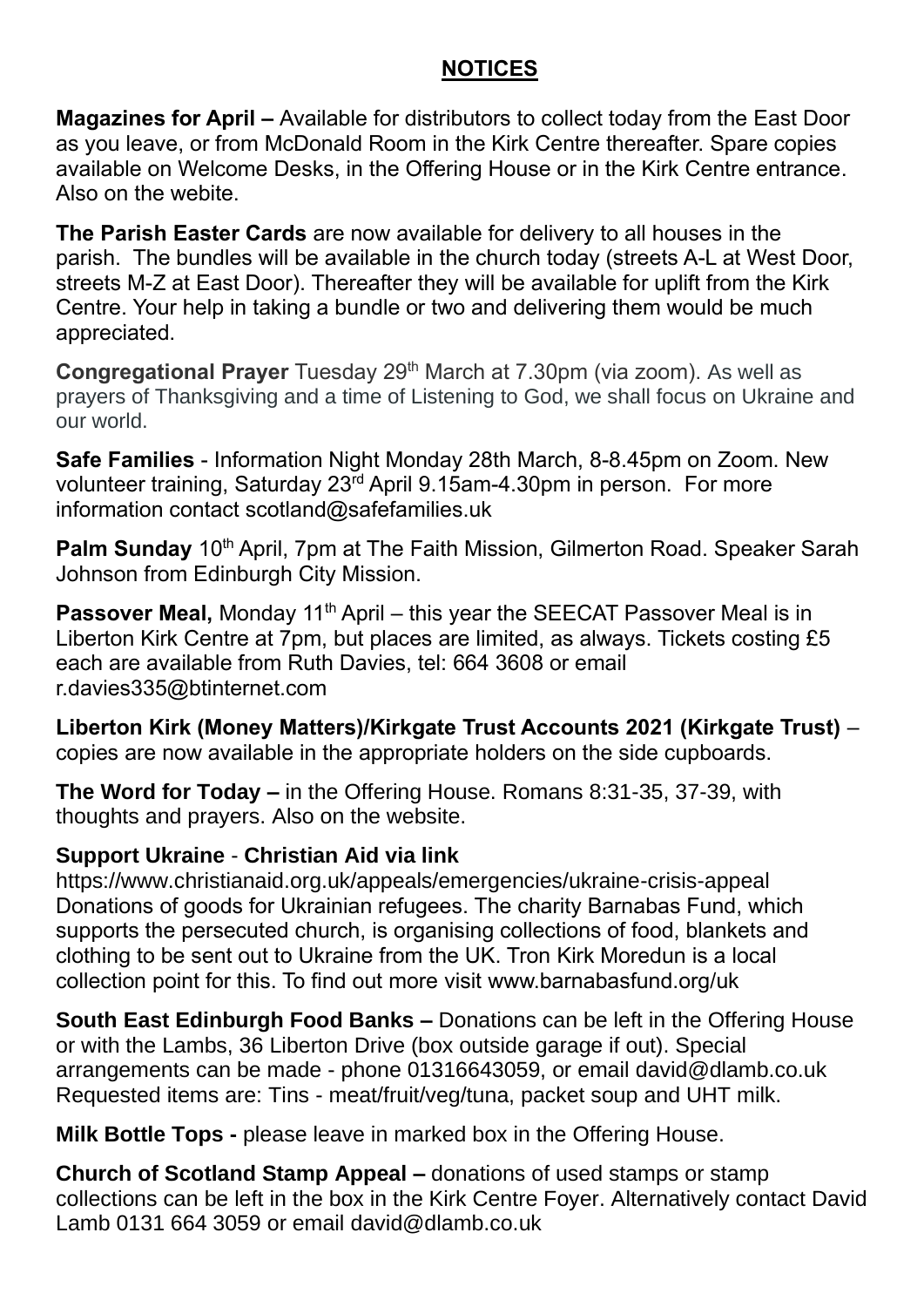## NOTICES

**Magazines for April –** Available for distributors to collect today from the East Door as you leave, or from McDonald Room in the Kirk Centre thereafter. Spare copies available on Welcome Desks, in the Offering House or in the Kirk Centre entrance. Also on the webite.

**The Parish Easter Cards** are now available for delivery to all houses in the parish. The bundles will be available in the church today (streets A-L at West Door, streets M-Z at East Door). Thereafter they will be available for uplift from the Kirk Centre. Your help in taking a bundle or two and delivering them would be much appreciated.

**Congregational Prayer** Tuesday 29th March at 7.30pm (via zoom). As well as prayers of Thanksgiving and a time of Listening to God, we shall focus on Ukraine and our world.

**Safe Families** - Information Night Monday 28th March, 8-8.45pm on Zoom. New volunteer training, Saturday 23rd April 9.15am-4.30pm in person. For more information contact scotland@safefamilies.uk

**Palm Sunday** 10th April, 7pm at The Faith Mission, Gilmerton Road. Speaker Sarah Johnson from Edinburgh City Mission.

**Passover Meal,** Monday 11th April – this year the SEECAT Passover Meal is in Liberton Kirk Centre at 7pm, but places are limited, as always. Tickets costing £5 each are available from Ruth Davies, tel: 664 3608 or email r.davies335@btinternet.com

**Liberton Kirk (Money Matters)/Kirkgate Trust Accounts 2021 (Kirkgate Trust)** – copies are now available in the appropriate holders on the side cupboards.

**The Word for Today –** in the Offering House. Romans 8:31-35, 37-39, with thoughts and prayers. Also on the website.

**Support Ukraine** - **Christian Aid via link**
https://www.christianaid.org.uk/appeals/emergencies/ukraine-crisis-appeal
Donations of goods for Ukrainian refugees. The charity Barnabas Fund, which supports the persecuted church, is organising collections of food, blankets and clothing to be sent out to Ukraine from the UK. Tron Kirk Moredun is a local collection point for this. To find out more visit www.barnabasfund.org/uk

**South East Edinburgh Food Banks –** Donations can be left in the Offering House or with the Lambs, 36 Liberton Drive (box outside garage if out). Special arrangements can be made - phone 01316643059, or email david@dlamb.co.uk
Requested items are: Tins - meat/fruit/veg/tuna, packet soup and UHT milk.

**Milk Bottle Tops -** please leave in marked box in the Offering House.

**Church of Scotland Stamp Appeal –** donations of used stamps or stamp collections can be left in the box in the Kirk Centre Foyer. Alternatively contact David Lamb 0131 664 3059 or email david@dlamb.co.uk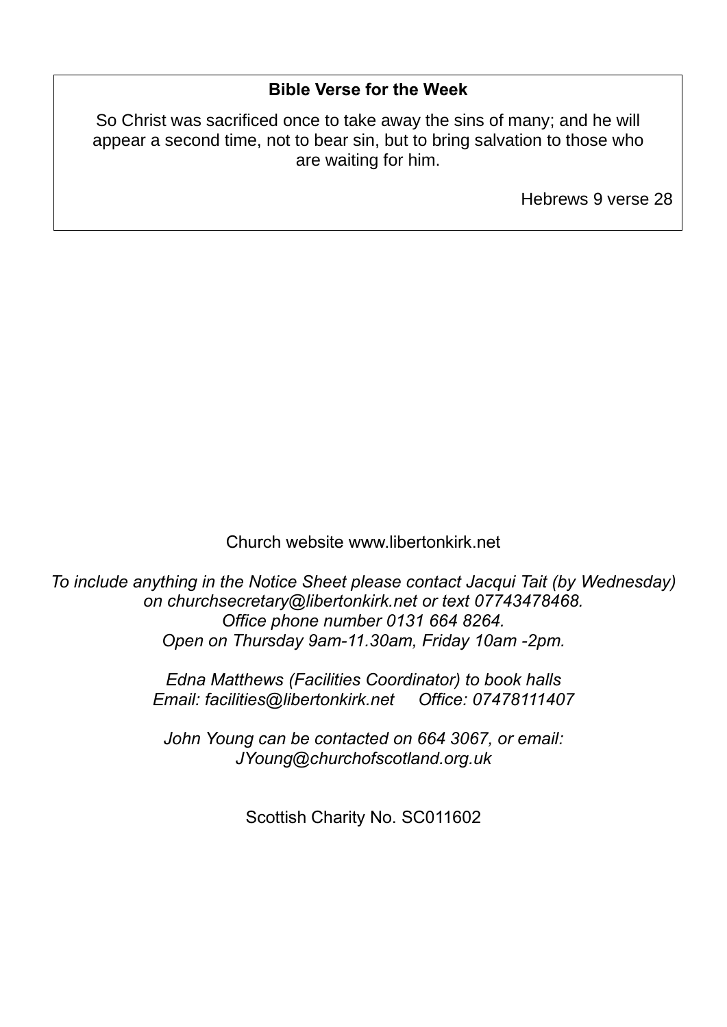**Bible Verse for the Week**

So Christ was sacrificed once to take away the sins of many; and he will appear a second time, not to bear sin, but to bring salvation to those who are waiting for him.

Hebrews 9 verse 28

Church website www.libertonkirk.net

*To include anything in the Notice Sheet please contact Jacqui Tait (by Wednesday) on churchsecretary@libertonkirk.net or text 07743478468.*
*Office phone number 0131 664 8264.*
*Open on Thursday 9am-11.30am, Friday 10am -2pm.*

*Edna Matthews (Facilities Coordinator) to book halls*
*Email: facilities@libertonkirk.net Office: 07478111407*

*John Young can be contacted on 664 3067, or email: JYoung@churchofscotland.org.uk*

Scottish Charity No. SC011602